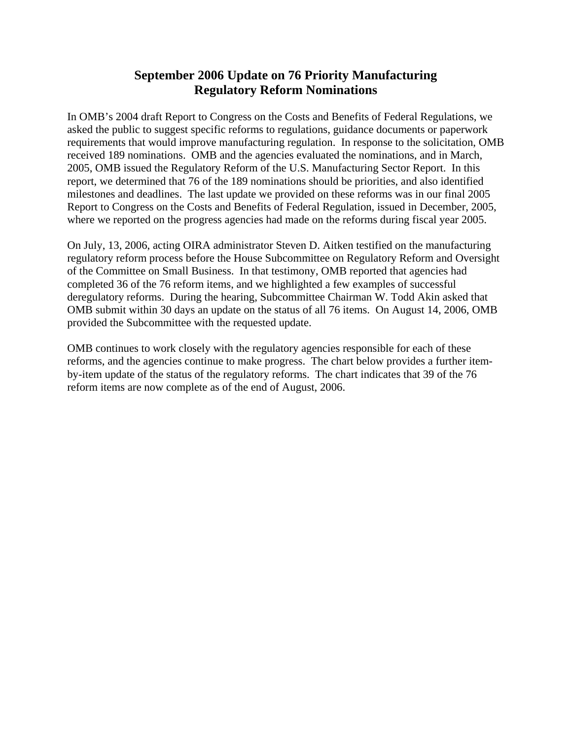# September 2006 Update on 76 Priority Manufacturing Regulatory Reform Nominations

In OMB's 2004 draft Report to Congress on the Costs and Benefits of Federal Regulations, we asked the public to suggest specific reforms to regulations, guidance documents or paperwork requirements that would improve manufacturing regulation. In response to the solicitation, OMB received 189 nominations. OMB and the agencies evaluated the nominations, and in March, 2005, OMB issued the Regulatory Reform of the U.S. Manufacturing Sector Report. In this report, we determined that 76 of the 189 nominations should be priorities, and also identified milestones and deadlines. The last update we provided on these reforms was in our final 2005 Report to Congress on the Costs and Benefits of Federal Regulation, issued in December, 2005, where we reported on the progress agencies had made on the reforms during fiscal year 2005.

On July, 13, 2006, acting OIRA administrator Steven D. Aitken testified on the manufacturing regulatory reform process before the House Subcommittee on Regulatory Reform and Oversight of the Committee on Small Business. In that testimony, OMB reported that agencies had completed 36 of the 76 reform items, and we highlighted a few examples of successful deregulatory reforms. During the hearing, Subcommittee Chairman W. Todd Akin asked that OMB submit within 30 days an update on the status of all 76 items. On August 14, 2006, OMB provided the Subcommittee with the requested update.

OMB continues to work closely with the regulatory agencies responsible for each of these reforms, and the agencies continue to make progress. The chart below provides a further item-by-item update of the status of the regulatory reforms. The chart indicates that 39 of the 76 reform items are now complete as of the end of August, 2006.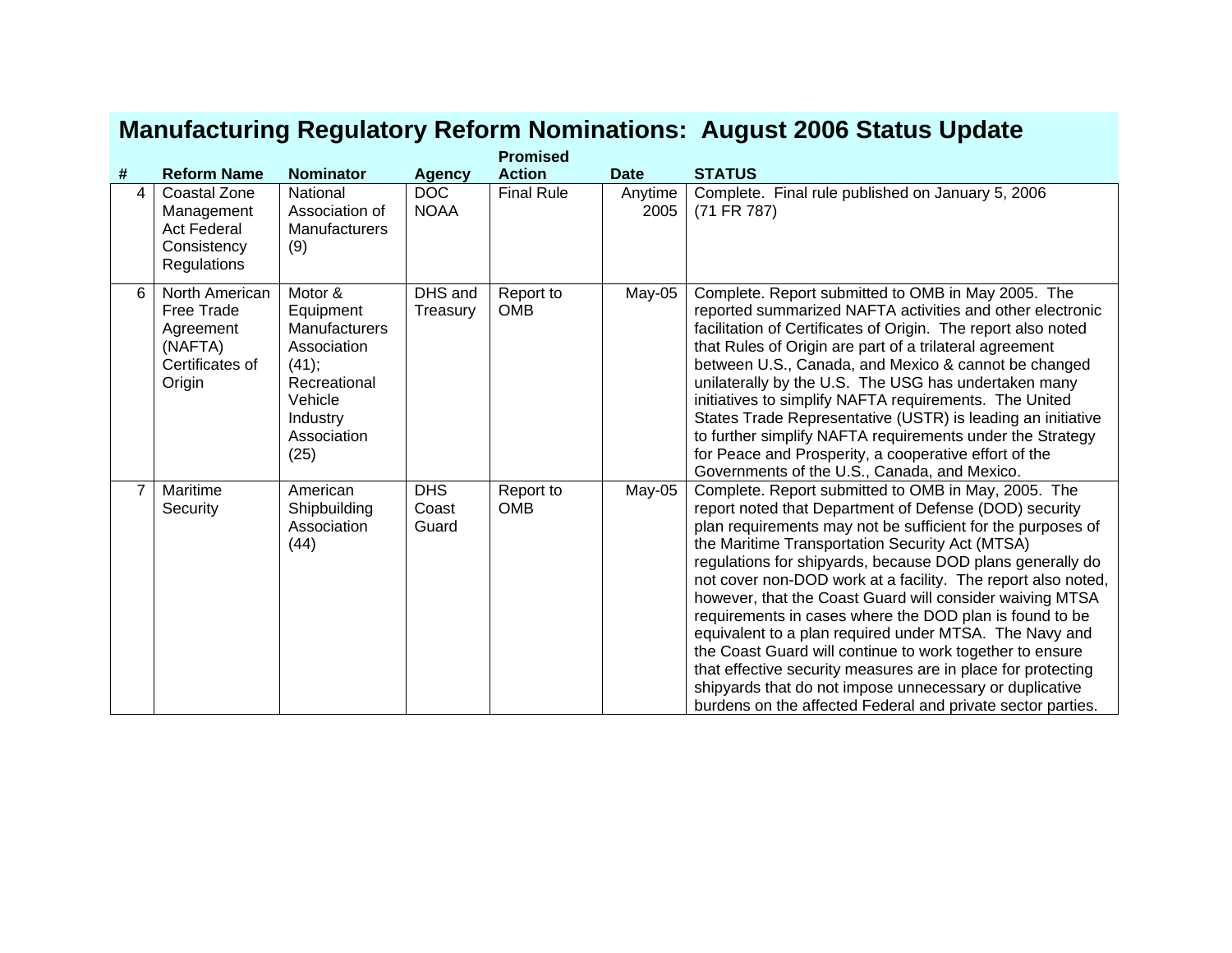# Manufacturing Regulatory Reform Nominations: August 2006 Status Update

| # | Reform Name | Nominator | Agency | Promised Action | Date | STATUS |
|---|---|---|---|---|---|---|
| 4 | Coastal Zone Management Act Federal Consistency Regulations | National Association of Manufacturers (9) | DOC NOAA | Final Rule | Anytime 2005 | Complete. Final rule published on January 5, 2006 (71 FR 787) |
| 6 | North American Free Trade Agreement (NAFTA) Certificates of Origin | Motor & Equipment Manufacturers Association (41); Recreational Vehicle Industry Association (25) | DHS and Treasury | Report to OMB | May-05 | Complete. Report submitted to OMB in May 2005. The reported summarized NAFTA activities and other electronic facilitation of Certificates of Origin. The report also noted that Rules of Origin are part of a trilateral agreement between U.S., Canada, and Mexico & cannot be changed unilaterally by the U.S. The USG has undertaken many initiatives to simplify NAFTA requirements. The United States Trade Representative (USTR) is leading an initiative to further simplify NAFTA requirements under the Strategy for Peace and Prosperity, a cooperative effort of the Governments of the U.S., Canada, and Mexico. |
| 7 | Maritime Security | American Shipbuilding Association (44) | DHS Coast Guard | Report to OMB | May-05 | Complete. Report submitted to OMB in May, 2005. The report noted that Department of Defense (DOD) security plan requirements may not be sufficient for the purposes of the Maritime Transportation Security Act (MTSA) regulations for shipyards, because DOD plans generally do not cover non-DOD work at a facility. The report also noted, however, that the Coast Guard will consider waiving MTSA requirements in cases where the DOD plan is found to be equivalent to a plan required under MTSA. The Navy and the Coast Guard will continue to work together to ensure that effective security measures are in place for protecting shipyards that do not impose unnecessary or duplicative burdens on the affected Federal and private sector parties. |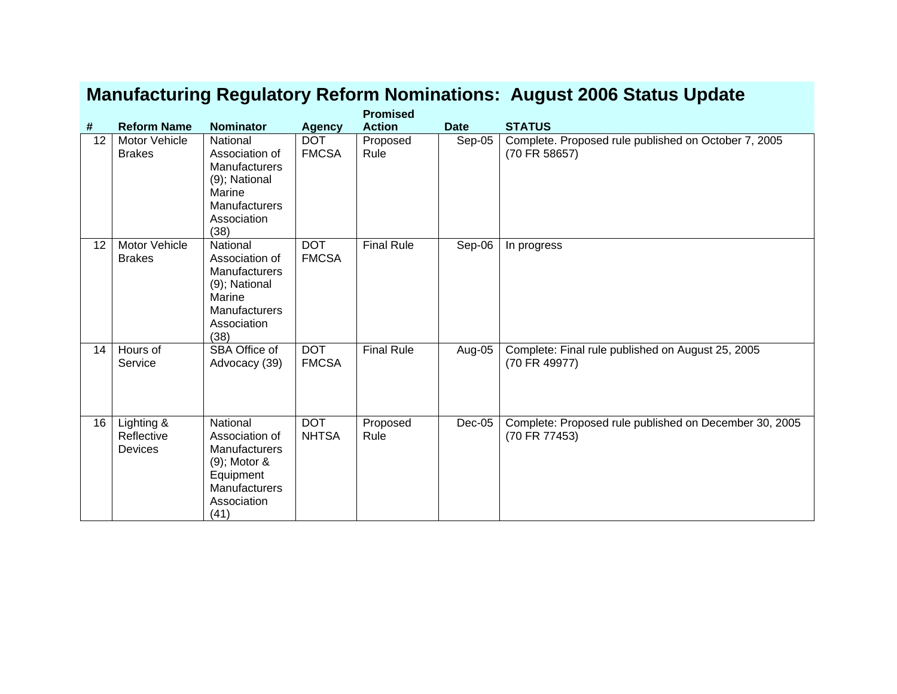## Manufacturing Regulatory Reform Nominations: August 2006 Status Update

| # | Reform Name | Nominator | Agency | Promised Action | Date | STATUS |
|---|---|---|---|---|---|---|
| 12 | Motor Vehicle Brakes | National Association of Manufacturers (9); National Marine Manufacturers Association (38) | DOT FMCSA | Proposed Rule | Sep-05 | Complete. Proposed rule published on October 7, 2005 (70 FR 58657) |
| 12 | Motor Vehicle Brakes | National Association of Manufacturers (9); National Marine Manufacturers Association (38) | DOT FMCSA | Final Rule | Sep-06 | In progress |
| 14 | Hours of Service | SBA Office of Advocacy (39) | DOT FMCSA | Final Rule | Aug-05 | Complete: Final rule published on August 25, 2005 (70 FR 49977) |
| 16 | Lighting & Reflective Devices | National Association of Manufacturers (9); Motor & Equipment Manufacturers Association (41) | DOT NHTSA | Proposed Rule | Dec-05 | Complete: Proposed rule published on December 30, 2005 (70 FR 77453) |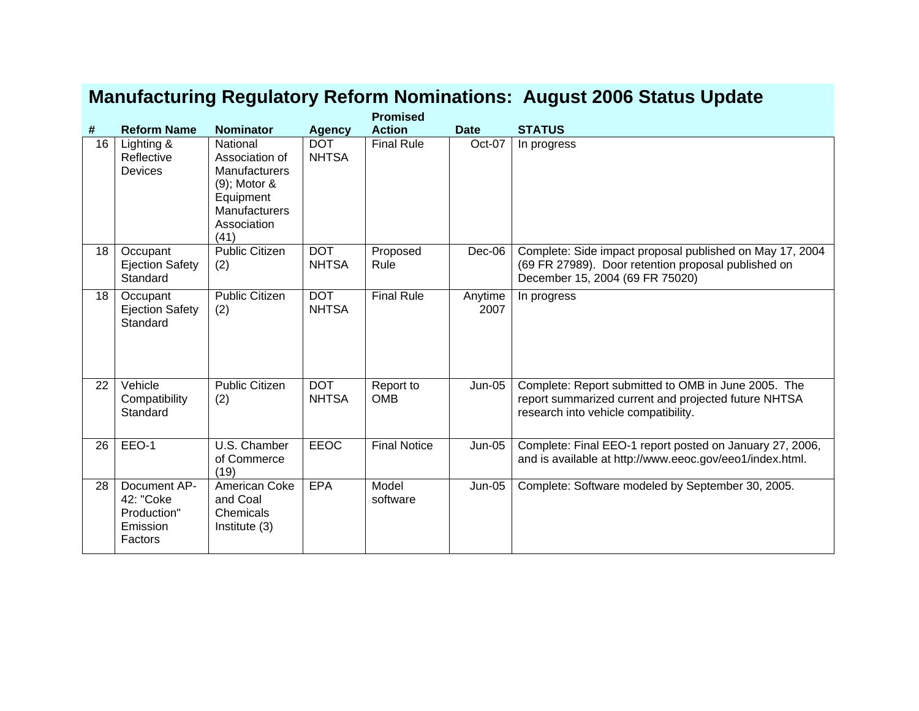## Manufacturing Regulatory Reform Nominations: August 2006 Status Update

| # | Reform Name | Nominator | Agency | Promised Action | Date | STATUS |
|---|---|---|---|---|---|---|
| 16 | Lighting & Reflective Devices | National Association of Manufacturers (9); Motor & Equipment Manufacturers Association (41) | DOT NHTSA | Final Rule | Oct-07 | In progress |
| 18 | Occupant Ejection Safety Standard | Public Citizen (2) | DOT NHTSA | Proposed Rule | Dec-06 | Complete: Side impact proposal published on May 17, 2004 (69 FR 27989). Door retention proposal published on December 15, 2004 (69 FR 75020) |
| 18 | Occupant Ejection Safety Standard | Public Citizen (2) | DOT NHTSA | Final Rule | Anytime 2007 | In progress |
| 22 | Vehicle Compatibility Standard | Public Citizen (2) | DOT NHTSA | Report to OMB | Jun-05 | Complete: Report submitted to OMB in June 2005. The report summarized current and projected future NHTSA research into vehicle compatibility. |
| 26 | EEO-1 | U.S. Chamber of Commerce (19) | EEOC | Final Notice | Jun-05 | Complete: Final EEO-1 report posted on January 27, 2006, and is available at http://www.eeoc.gov/eeo1/index.html. |
| 28 | Document AP-42: "Coke Production" Emission Factors | American Coke and Coal Chemicals Institute (3) | EPA | Model software | Jun-05 | Complete: Software modeled by September 30, 2005. |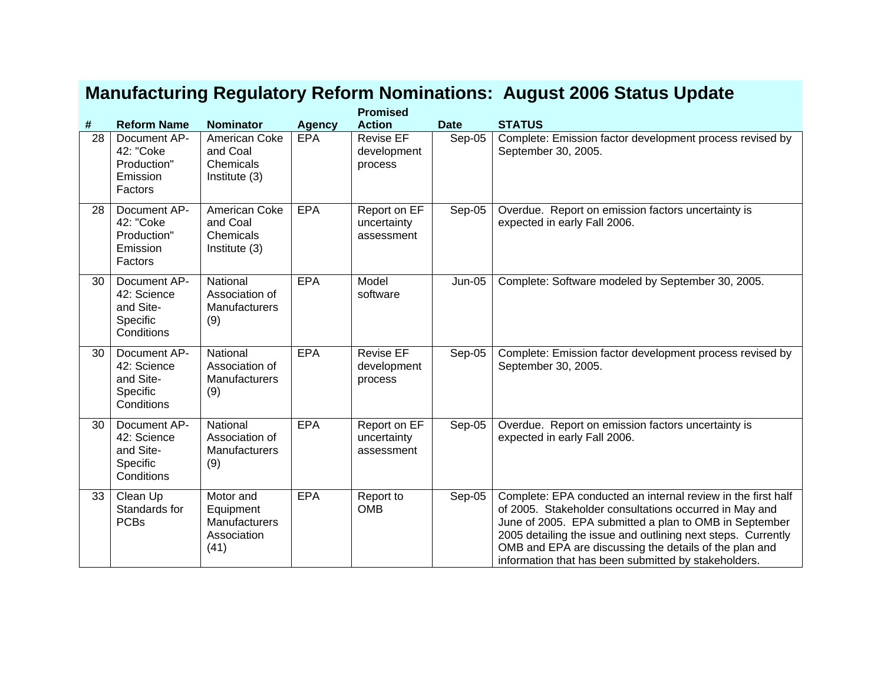# Manufacturing Regulatory Reform Nominations: August 2006 Status Update

| # | Reform Name | Nominator | Agency | Promised Action | Date | STATUS |
|---|---|---|---|---|---|---|
| 28 | Document AP-42: "Coke Production" Emission Factors | American Coke and Coal Chemicals Institute (3) | EPA | Revise EF development process | Sep-05 | Complete: Emission factor development process revised by September 30, 2005. |
| 28 | Document AP-42: "Coke Production" Emission Factors | American Coke and Coal Chemicals Institute (3) | EPA | Report on EF uncertainty assessment | Sep-05 | Overdue. Report on emission factors uncertainty is expected in early Fall 2006. |
| 30 | Document AP-42: Science and Site-Specific Conditions | National Association of Manufacturers (9) | EPA | Model software | Jun-05 | Complete: Software modeled by September 30, 2005. |
| 30 | Document AP-42: Science and Site-Specific Conditions | National Association of Manufacturers (9) | EPA | Revise EF development process | Sep-05 | Complete: Emission factor development process revised by September 30, 2005. |
| 30 | Document AP-42: Science and Site-Specific Conditions | National Association of Manufacturers (9) | EPA | Report on EF uncertainty assessment | Sep-05 | Overdue. Report on emission factors uncertainty is expected in early Fall 2006. |
| 33 | Clean Up Standards for PCBs | Motor and Equipment Manufacturers Association (41) | EPA | Report to OMB | Sep-05 | Complete: EPA conducted an internal review in the first half of 2005. Stakeholder consultations occurred in May and June of 2005. EPA submitted a plan to OMB in September 2005 detailing the issue and outlining next steps. Currently OMB and EPA are discussing the details of the plan and information that has been submitted by stakeholders. |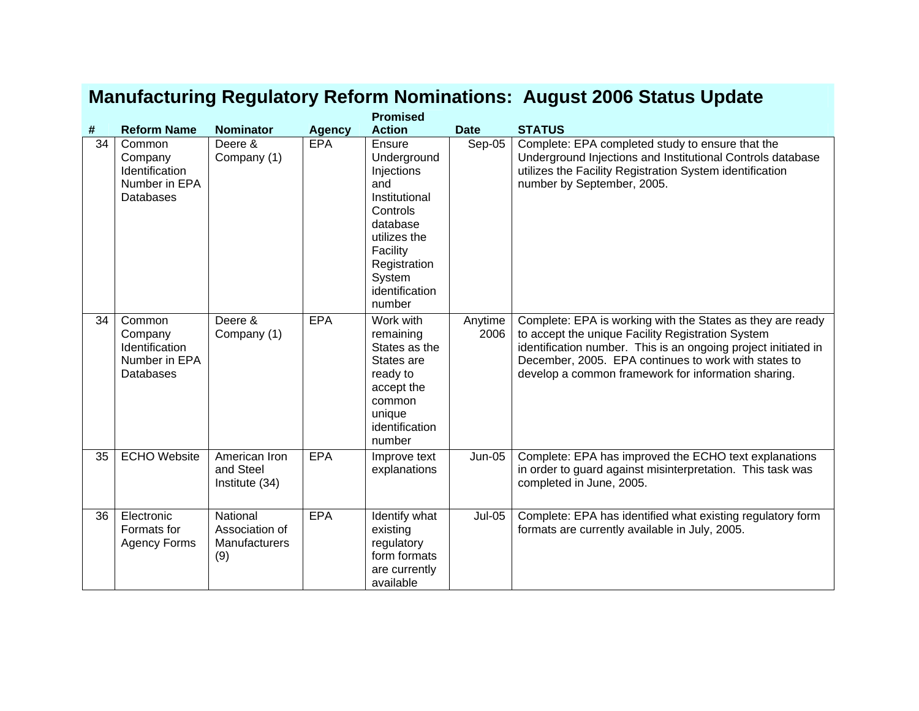# Manufacturing Regulatory Reform Nominations: August 2006 Status Update

| # | Reform Name | Nominator | Agency | Promised Action | Date | STATUS |
|---|---|---|---|---|---|---|
| 34 | Common Company Identification Number in EPA Databases | Deere & Company (1) | EPA | Ensure Underground Injections and Institutional Controls database utilizes the Facility Registration System identification number | Sep-05 | Complete: EPA completed study to ensure that the Underground Injections and Institutional Controls database utilizes the Facility Registration System identification number by September, 2005. |
| 34 | Common Company Identification Number in EPA Databases | Deere & Company (1) | EPA | Work with remaining States as the States are ready to accept the common unique identification number | Anytime 2006 | Complete: EPA is working with the States as they are ready to accept the unique Facility Registration System identification number. This is an ongoing project initiated in December, 2005. EPA continues to work with states to develop a common framework for information sharing. |
| 35 | ECHO Website | American Iron and Steel Institute (34) | EPA | Improve text explanations | Jun-05 | Complete: EPA has improved the ECHO text explanations in order to guard against misinterpretation. This task was completed in June, 2005. |
| 36 | Electronic Formats for Agency Forms | National Association of Manufacturers (9) | EPA | Identify what existing regulatory form formats are currently available | Jul-05 | Complete: EPA has identified what existing regulatory form formats are currently available in July, 2005. |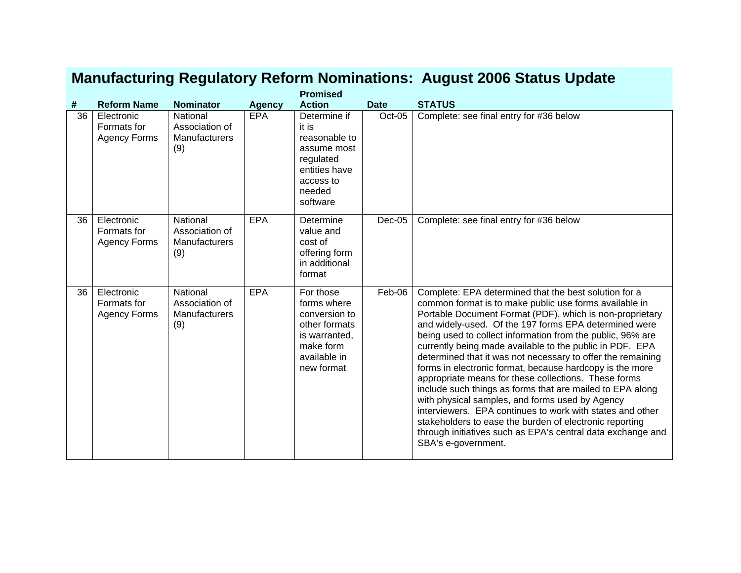# Manufacturing Regulatory Reform Nominations: August 2006 Status Update

| # | Reform Name | Nominator | Agency | Promised Action | Date | STATUS |
|---|---|---|---|---|---|---|
| 36 | Electronic Formats for Agency Forms | National Association of Manufacturers (9) | EPA | Determine if it is reasonable to assume most regulated entities have access to needed software | Oct-05 | Complete: see final entry for #36 below |
| 36 | Electronic Formats for Agency Forms | National Association of Manufacturers (9) | EPA | Determine value and cost of offering form in additional format | Dec-05 | Complete: see final entry for #36 below |
| 36 | Electronic Formats for Agency Forms | National Association of Manufacturers (9) | EPA | For those forms where conversion to other formats is warranted, make form available in new format | Feb-06 | Complete: EPA determined that the best solution for a common format is to make public use forms available in Portable Document Format (PDF), which is non-proprietary and widely-used. Of the 197 forms EPA determined were being used to collect information from the public, 96% are currently being made available to the public in PDF. EPA determined that it was not necessary to offer the remaining forms in electronic format, because hardcopy is the more appropriate means for these collections. These forms include such things as forms that are mailed to EPA along with physical samples, and forms used by Agency interviewers. EPA continues to work with states and other stakeholders to ease the burden of electronic reporting through initiatives such as EPA's central data exchange and SBA's e-government. |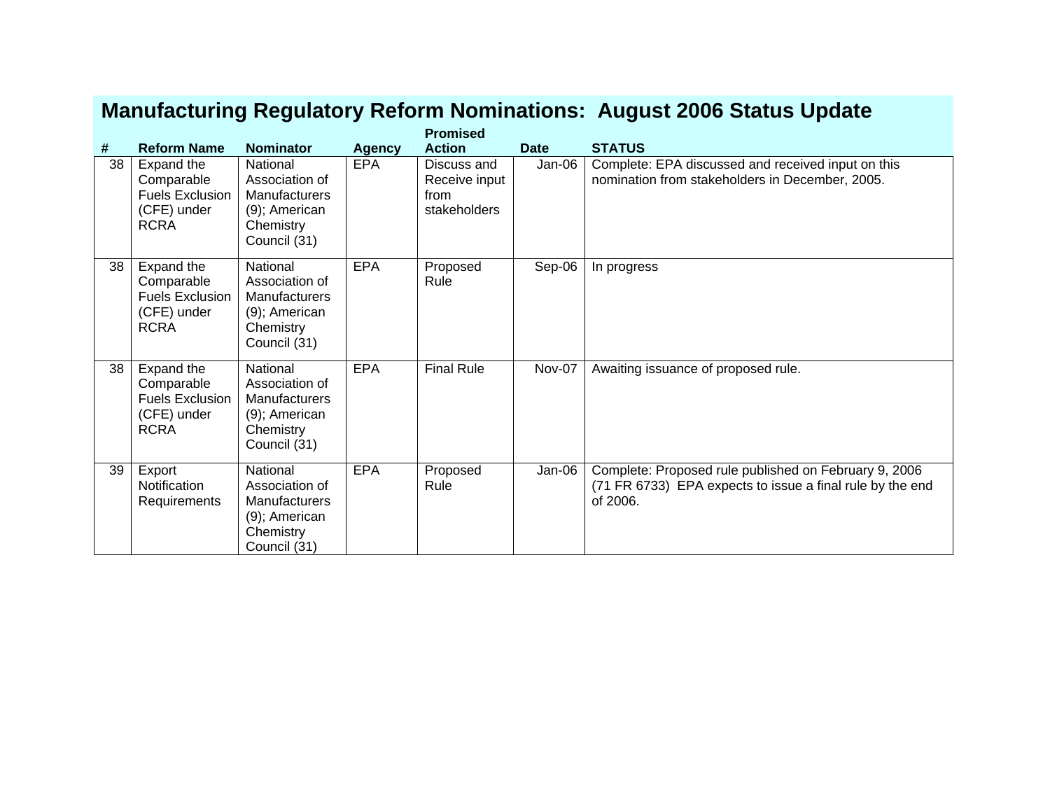# Manufacturing Regulatory Reform Nominations: August 2006 Status Update

| # | Reform Name | Nominator | Agency | Promised Action | Date | STATUS |
|---|---|---|---|---|---|---|
| 38 | Expand the Comparable Fuels Exclusion (CFE) under RCRA | National Association of Manufacturers (9); American Chemistry Council (31) | EPA | Discuss and Receive input from stakeholders | Jan-06 | Complete: EPA discussed and received input on this nomination from stakeholders in December, 2005. |
| 38 | Expand the Comparable Fuels Exclusion (CFE) under RCRA | National Association of Manufacturers (9); American Chemistry Council (31) | EPA | Proposed Rule | Sep-06 | In progress |
| 38 | Expand the Comparable Fuels Exclusion (CFE) under RCRA | National Association of Manufacturers (9); American Chemistry Council (31) | EPA | Final Rule | Nov-07 | Awaiting issuance of proposed rule. |
| 39 | Export Notification Requirements | National Association of Manufacturers (9); American Chemistry Council (31) | EPA | Proposed Rule | Jan-06 | Complete: Proposed rule published on February 9, 2006 (71 FR 6733) EPA expects to issue a final rule by the end of 2006. |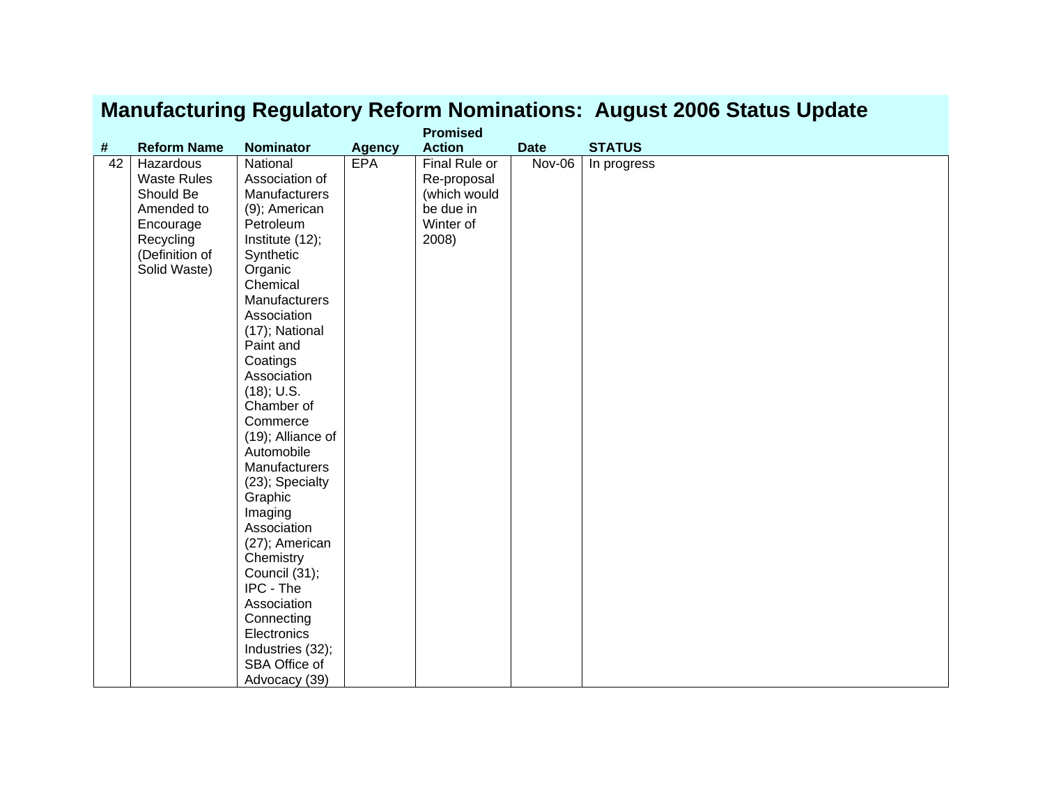# Manufacturing Regulatory Reform Nominations: August 2006 Status Update

| # | Reform Name | Nominator | Agency | Promised Action | Date | STATUS |
|---|---|---|---|---|---|---|
| 42 | Hazardous Waste Rules Should Be Amended to Encourage Recycling (Definition of Solid Waste) | National Association of Manufacturers (9); American Petroleum Institute (12); Synthetic Organic Chemical Manufacturers Association (17); National Paint and Coatings Association (18); U.S. Chamber of Commerce (19); Alliance of Automobile Manufacturers (23); Specialty Graphic Imaging Association (27); American Chemistry Council (31); IPC - The Association Connecting Electronics Industries (32); SBA Office of Advocacy (39) | EPA | Final Rule or Re-proposal (which would be due in Winter of 2008) | Nov-06 | In progress |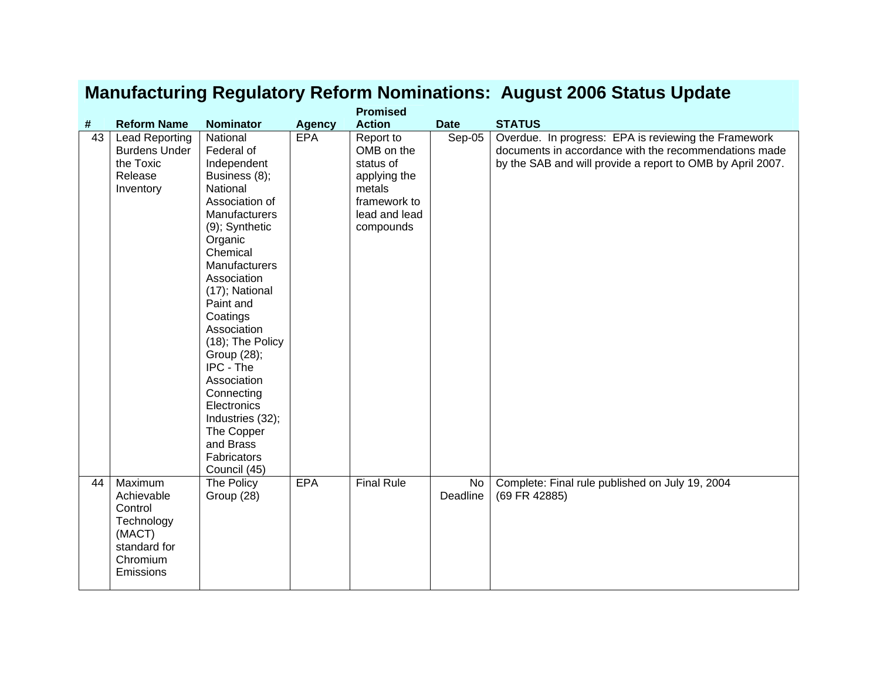# Manufacturing Regulatory Reform Nominations: August 2006 Status Update

| # | Reform Name | Nominator | Agency | Promised Action | Date | STATUS |
|---|---|---|---|---|---|---|
| 43 | Lead Reporting Burdens Under the Toxic Release Inventory | National Federal of Independent Business (8); National Association of Manufacturers (9); Synthetic Organic Chemical Manufacturers Association (17); National Paint and Coatings Association (18); The Policy Group (28); IPC - The Association Connecting Electronics Industries (32); The Copper and Brass Fabricators Council (45) | EPA | Report to OMB on the status of applying the metals framework to lead and lead compounds | Sep-05 | Overdue. In progress: EPA is reviewing the Framework documents in accordance with the recommendations made by the SAB and will provide a report to OMB by April 2007. |
| 44 | Maximum Achievable Control Technology (MACT) standard for Chromium Emissions | The Policy Group (28) | EPA | Final Rule | No Deadline | Complete: Final rule published on July 19, 2004 (69 FR 42885) |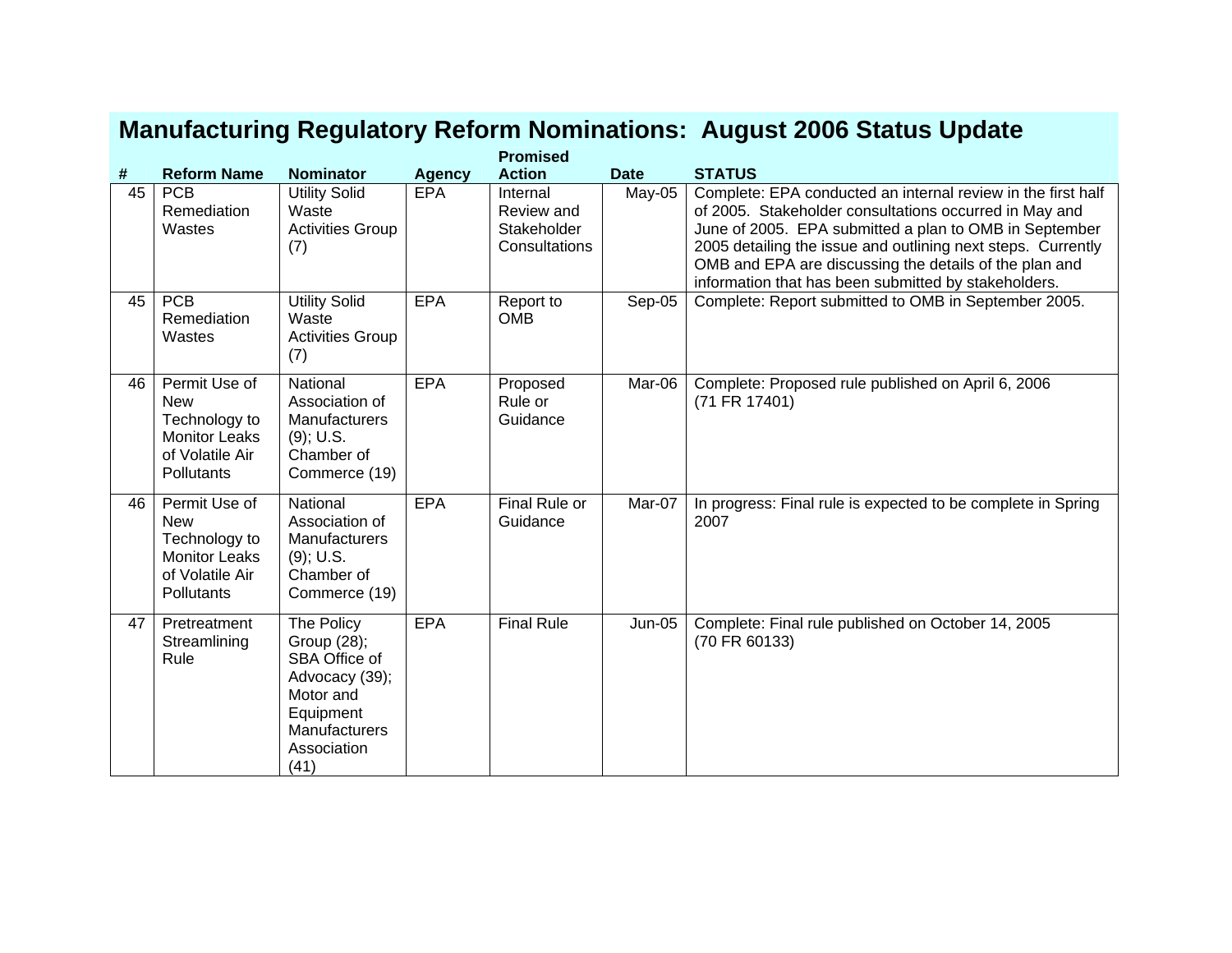# Manufacturing Regulatory Reform Nominations: August 2006 Status Update

| # | Reform Name | Nominator | Agency | Promised Action | Date | STATUS |
|---|---|---|---|---|---|---|
| 45 | PCB Remediation Wastes | Utility Solid Waste Activities Group (7) | EPA | Internal Review and Stakeholder Consultations | May-05 | Complete: EPA conducted an internal review in the first half of 2005. Stakeholder consultations occurred in May and June of 2005. EPA submitted a plan to OMB in September 2005 detailing the issue and outlining next steps. Currently OMB and EPA are discussing the details of the plan and information that has been submitted by stakeholders. |
| 45 | PCB Remediation Wastes | Utility Solid Waste Activities Group (7) | EPA | Report to OMB | Sep-05 | Complete: Report submitted to OMB in September 2005. |
| 46 | Permit Use of New Technology to Monitor Leaks of Volatile Air Pollutants | National Association of Manufacturers (9); U.S. Chamber of Commerce (19) | EPA | Proposed Rule or Guidance | Mar-06 | Complete: Proposed rule published on April 6, 2006 (71 FR 17401) |
| 46 | Permit Use of New Technology to Monitor Leaks of Volatile Air Pollutants | National Association of Manufacturers (9); U.S. Chamber of Commerce (19) | EPA | Final Rule or Guidance | Mar-07 | In progress: Final rule is expected to be complete in Spring 2007 |
| 47 | Pretreatment Streamlining Rule | The Policy Group (28); SBA Office of Advocacy (39); Motor and Equipment Manufacturers Association (41) | EPA | Final Rule | Jun-05 | Complete: Final rule published on October 14, 2005 (70 FR 60133) |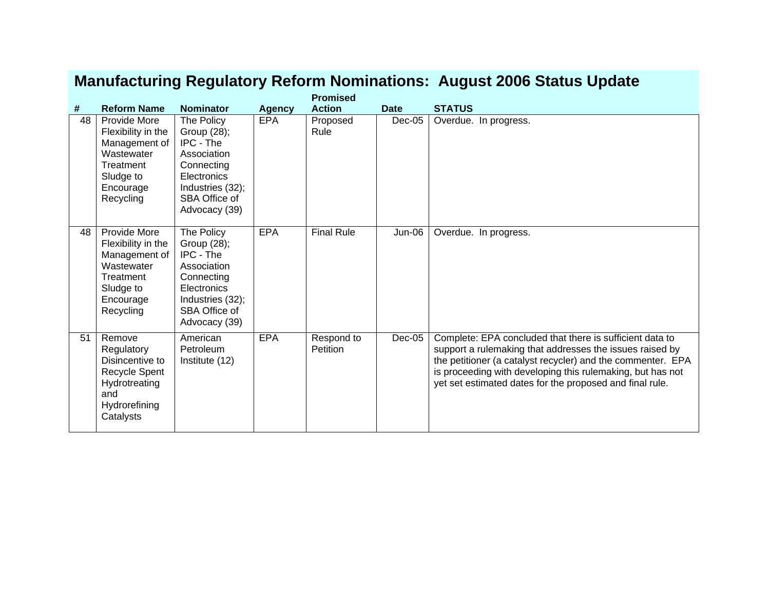# Manufacturing Regulatory Reform Nominations: August 2006 Status Update

| # | Reform Name | Nominator | Agency | Promised Action | Date | STATUS |
|---|---|---|---|---|---|---|
| 48 | Provide More Flexibility in the Management of Wastewater Treatment Sludge to Encourage Recycling | The Policy Group (28); IPC - The Association Connecting Electronics Industries (32); SBA Office of Advocacy (39) | EPA | Proposed Rule | Dec-05 | Overdue. In progress. |
| 48 | Provide More Flexibility in the Management of Wastewater Treatment Sludge to Encourage Recycling | The Policy Group (28); IPC - The Association Connecting Electronics Industries (32); SBA Office of Advocacy (39) | EPA | Final Rule | Jun-06 | Overdue. In progress. |
| 51 | Remove Regulatory Disincentive to Recycle Spent Hydrotreating and Hydrorefining Catalysts | American Petroleum Institute (12) | EPA | Respond to Petition | Dec-05 | Complete: EPA concluded that there is sufficient data to support a rulemaking that addresses the issues raised by the petitioner (a catalyst recycler) and the commenter. EPA is proceeding with developing this rulemaking, but has not yet set estimated dates for the proposed and final rule. |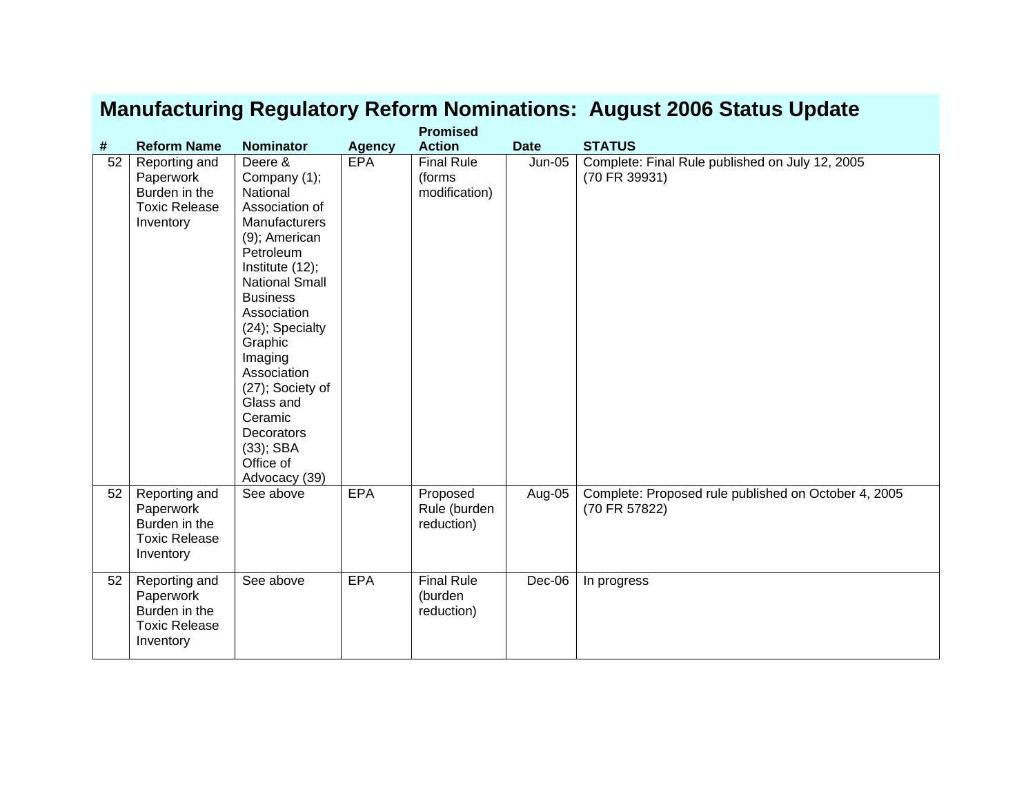# Manufacturing Regulatory Reform Nominations: August 2006 Status Update

| # | Reform Name | Nominator | Agency | Promised Action | Date | STATUS |
|---|---|---|---|---|---|---|
| 52 | Reporting and Paperwork Burden in the Toxic Release Inventory | Deere & Company (1); National Association of Manufacturers (9); American Petroleum Institute (12); National Small Business Association (24); Specialty Graphic Imaging Association (27); Society of Glass and Ceramic Decorators (33); SBA Office of Advocacy (39) | EPA | Final Rule (forms modification) | Jun-05 | Complete: Final Rule published on July 12, 2005 (70 FR 39931) |
| 52 | Reporting and Paperwork Burden in the Toxic Release Inventory | See above | EPA | Proposed Rule (burden reduction) | Aug-05 | Complete: Proposed rule published on October 4, 2005 (70 FR 57822) |
| 52 | Reporting and Paperwork Burden in the Toxic Release Inventory | See above | EPA | Final Rule (burden reduction) | Dec-06 | In progress |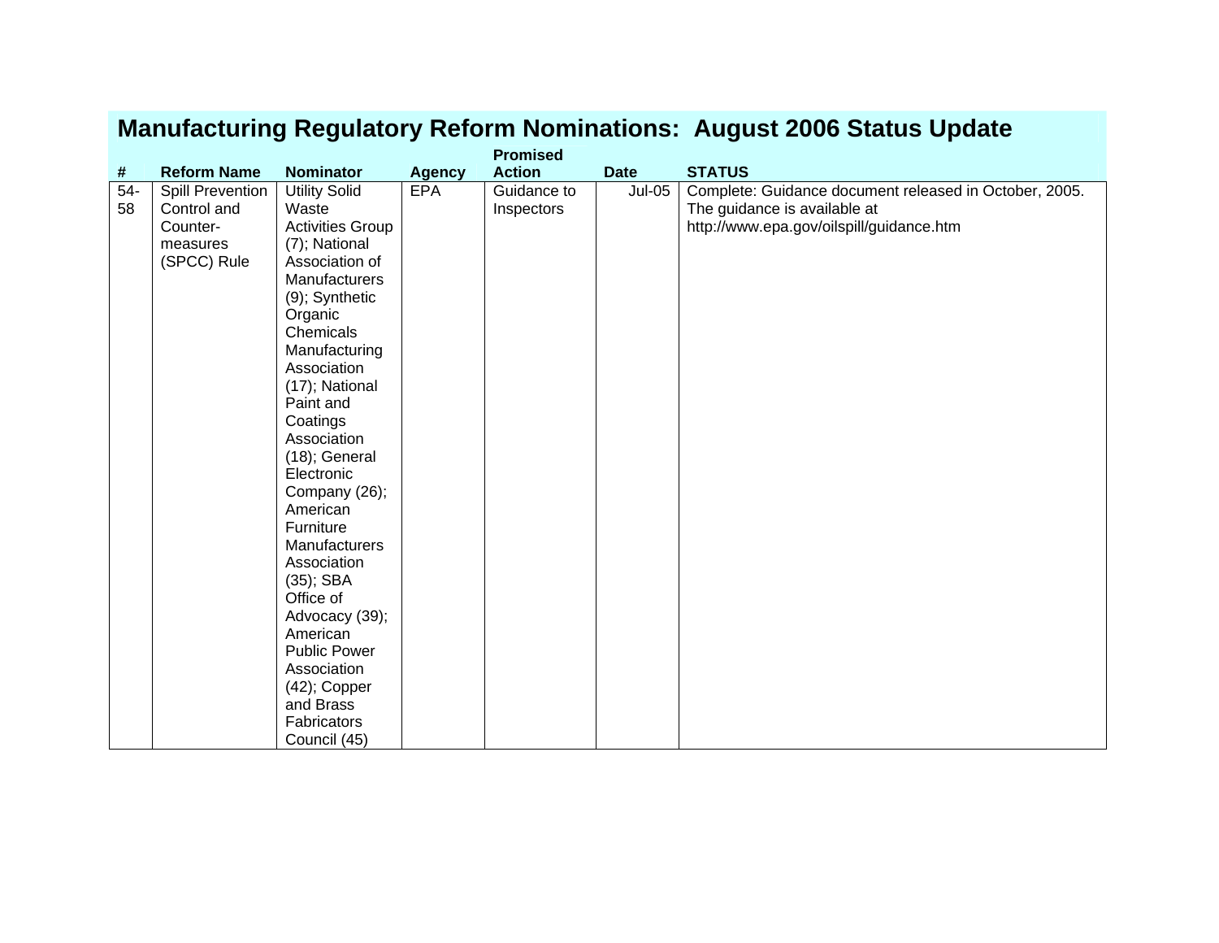# Manufacturing Regulatory Reform Nominations: August 2006 Status Update

| # | Reform Name | Nominator | Agency | Promised Action | Date | STATUS |
|---|---|---|---|---|---|---|
| 54-58 | Spill Prevention Control and Counter-measures (SPCC) Rule | Utility Solid Waste Activities Group (7); National Association of Manufacturers (9); Synthetic Organic Chemicals Manufacturing Association (17); National Paint and Coatings Association (18); General Electronic Company (26); American Furniture Manufacturers Association (35); SBA Office of Advocacy (39); American Public Power Association (42); Copper and Brass Fabricators Council (45) | EPA | Guidance to Inspectors | Jul-05 | Complete: Guidance document released in October, 2005. The guidance is available at http://www.epa.gov/oilspill/guidance.htm |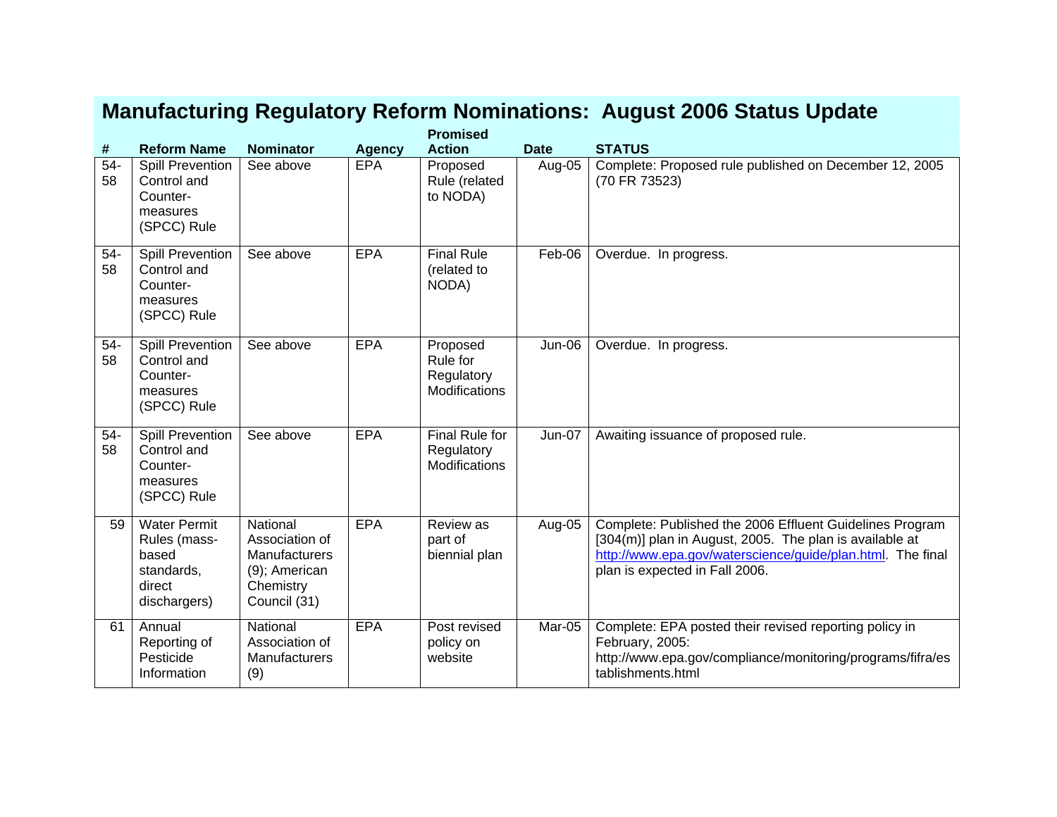## Manufacturing Regulatory Reform Nominations: August 2006 Status Update

| # | Reform Name | Nominator | Agency | Promised Action | Date | STATUS |
|---|---|---|---|---|---|---|
| 54-58 | Spill Prevention Control and Counter-measures (SPCC) Rule | See above | EPA | Proposed Rule (related to NODA) | Aug-05 | Complete: Proposed rule published on December 12, 2005 (70 FR 73523) |
| 54-58 | Spill Prevention Control and Counter-measures (SPCC) Rule | See above | EPA | Final Rule (related to NODA) | Feb-06 | Overdue. In progress. |
| 54-58 | Spill Prevention Control and Counter-measures (SPCC) Rule | See above | EPA | Proposed Rule for Regulatory Modifications | Jun-06 | Overdue. In progress. |
| 54-58 | Spill Prevention Control and Counter-measures (SPCC) Rule | See above | EPA | Final Rule for Regulatory Modifications | Jun-07 | Awaiting issuance of proposed rule. |
| 59 | Water Permit Rules (mass-based standards, direct dischargers) | National Association of Manufacturers (9); American Chemistry Council (31) | EPA | Review as part of biennial plan | Aug-05 | Complete: Published the 2006 Effluent Guidelines Program [304(m)] plan in August, 2005. The plan is available at http://www.epa.gov/waterscience/guide/plan.html. The final plan is expected in Fall 2006. |
| 61 | Annual Reporting of Pesticide Information | National Association of Manufacturers (9) | EPA | Post revised policy on website | Mar-05 | Complete: EPA posted their revised reporting policy in February, 2005: http://www.epa.gov/compliance/monitoring/programs/fifra/establishments.html |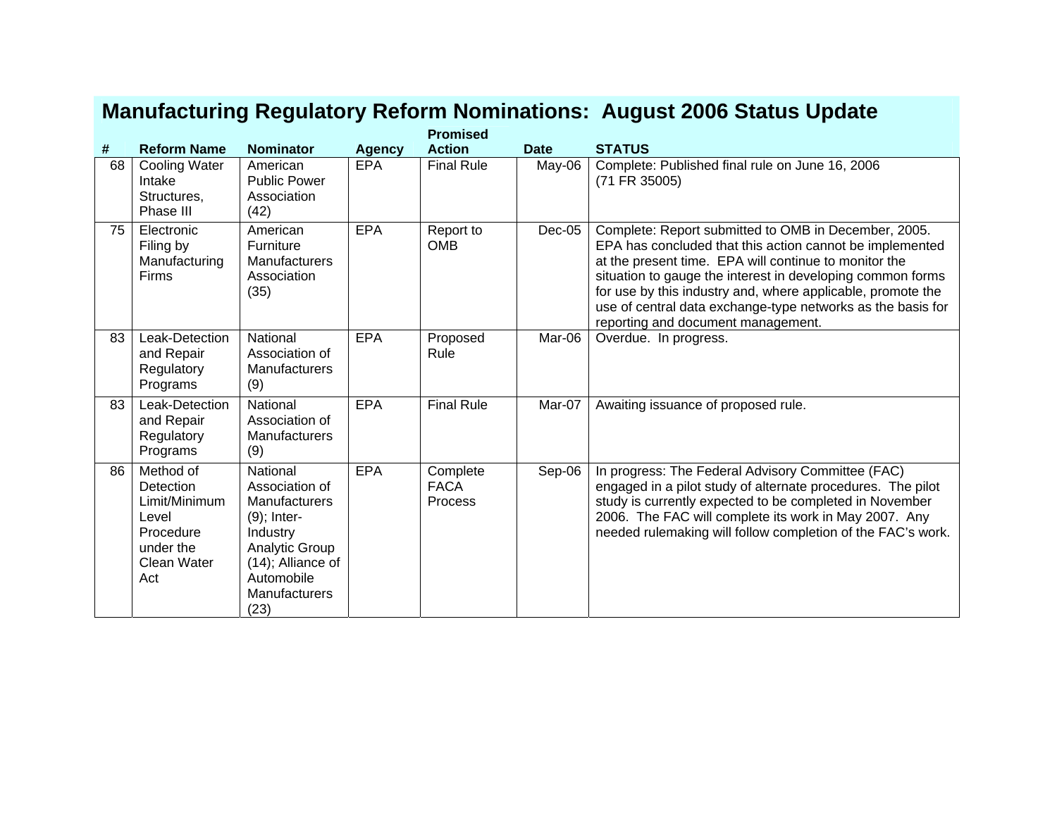# Manufacturing Regulatory Reform Nominations: August 2006 Status Update

| # | Reform Name | Nominator | Agency | Promised Action | Date | STATUS |
|---|---|---|---|---|---|---|
| 68 | Cooling Water Intake Structures, Phase III | American Public Power Association (42) | EPA | Final Rule | May-06 | Complete: Published final rule on June 16, 2006 (71 FR 35005) |
| 75 | Electronic Filing by Manufacturing Firms | American Furniture Manufacturers Association (35) | EPA | Report to OMB | Dec-05 | Complete: Report submitted to OMB in December, 2005. EPA has concluded that this action cannot be implemented at the present time. EPA will continue to monitor the situation to gauge the interest in developing common forms for use by this industry and, where applicable, promote the use of central data exchange-type networks as the basis for reporting and document management. |
| 83 | Leak-Detection and Repair Regulatory Programs | National Association of Manufacturers (9) | EPA | Proposed Rule | Mar-06 | Overdue. In progress. |
| 83 | Leak-Detection and Repair Regulatory Programs | National Association of Manufacturers (9) | EPA | Final Rule | Mar-07 | Awaiting issuance of proposed rule. |
| 86 | Method of Detection Limit/Minimum Level Procedure under the Clean Water Act | National Association of Manufacturers (9); Inter-Industry Analytic Group (14); Alliance of Automobile Manufacturers (23) | EPA | Complete FACA Process | Sep-06 | In progress: The Federal Advisory Committee (FAC) engaged in a pilot study of alternate procedures. The pilot study is currently expected to be completed in November 2006. The FAC will complete its work in May 2007. Any needed rulemaking will follow completion of the FAC's work. |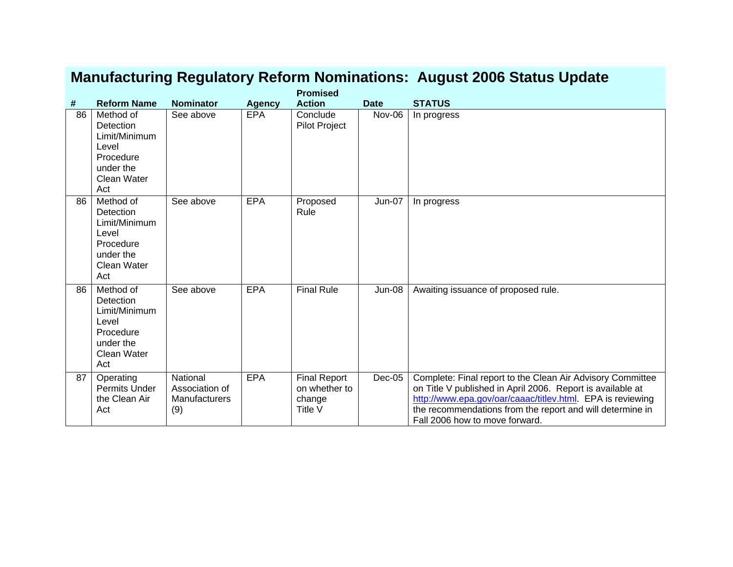# Manufacturing Regulatory Reform Nominations: August 2006 Status Update

| # | Reform Name | Nominator | Agency | Promised Action | Date | STATUS |
|---|---|---|---|---|---|---|
| 86 | Method of Detection Limit/Minimum Level Procedure under the Clean Water Act | See above | EPA | Conclude Pilot Project | Nov-06 | In progress |
| 86 | Method of Detection Limit/Minimum Level Procedure under the Clean Water Act | See above | EPA | Proposed Rule | Jun-07 | In progress |
| 86 | Method of Detection Limit/Minimum Level Procedure under the Clean Water Act | See above | EPA | Final Rule | Jun-08 | Awaiting issuance of proposed rule. |
| 87 | Operating Permits Under the Clean Air Act | National Association of Manufacturers (9) | EPA | Final Report on whether to change Title V | Dec-05 | Complete: Final report to the Clean Air Advisory Committee on Title V published in April 2006. Report is available at http://www.epa.gov/oar/caaac/titlev.html. EPA is reviewing the recommendations from the report and will determine in Fall 2006 how to move forward. |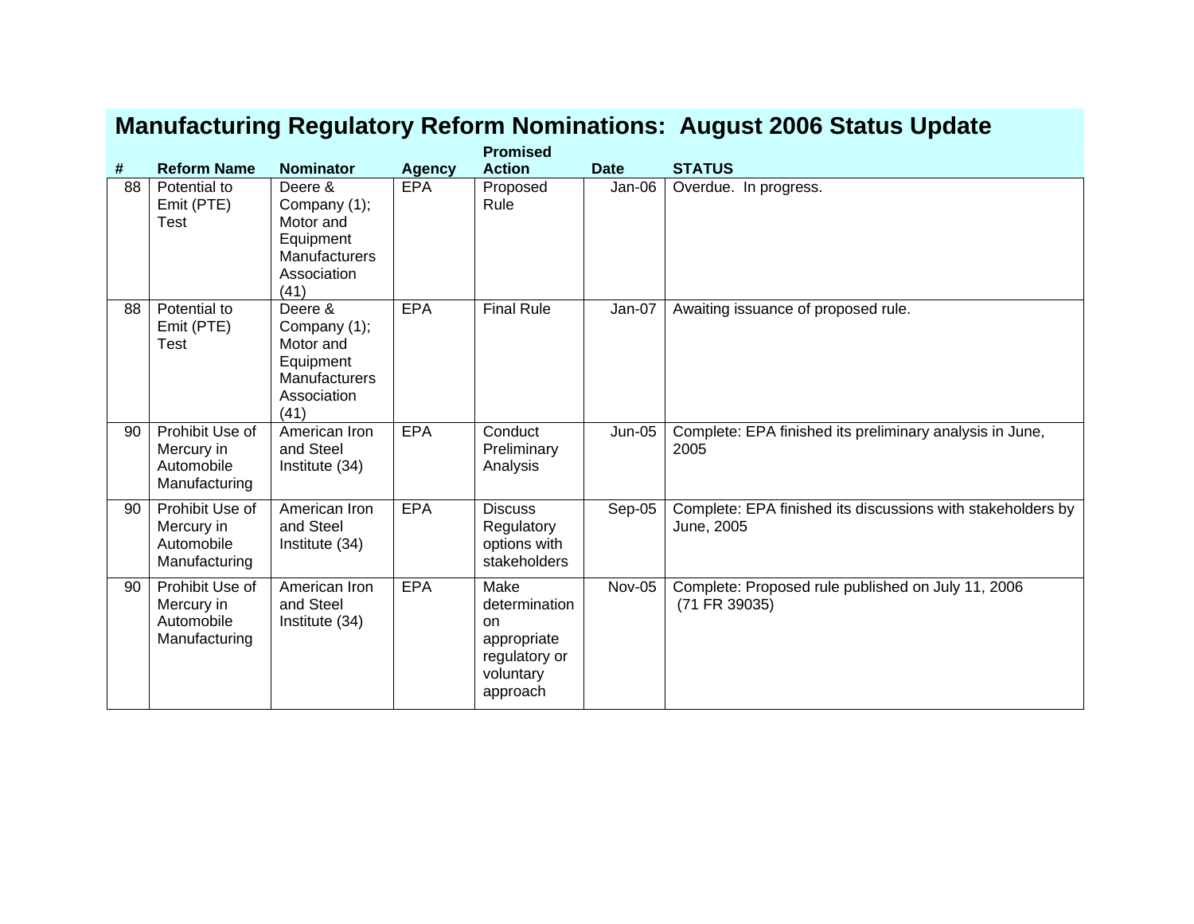# Manufacturing Regulatory Reform Nominations: August 2006 Status Update

| # | Reform Name | Nominator | Agency | Promised Action | Date | STATUS |
|---|---|---|---|---|---|---|
| 88 | Potential to Emit (PTE) Test | Deere & Company (1); Motor and Equipment Manufacturers Association (41) | EPA | Proposed Rule | Jan-06 | Overdue. In progress. |
| 88 | Potential to Emit (PTE) Test | Deere & Company (1); Motor and Equipment Manufacturers Association (41) | EPA | Final Rule | Jan-07 | Awaiting issuance of proposed rule. |
| 90 | Prohibit Use of Mercury in Automobile Manufacturing | American Iron and Steel Institute (34) | EPA | Conduct Preliminary Analysis | Jun-05 | Complete: EPA finished its preliminary analysis in June, 2005 |
| 90 | Prohibit Use of Mercury in Automobile Manufacturing | American Iron and Steel Institute (34) | EPA | Discuss Regulatory options with stakeholders | Sep-05 | Complete: EPA finished its discussions with stakeholders by June, 2005 |
| 90 | Prohibit Use of Mercury in Automobile Manufacturing | American Iron and Steel Institute (34) | EPA | Make determination on appropriate regulatory or voluntary approach | Nov-05 | Complete: Proposed rule published on July 11, 2006 (71 FR 39035) |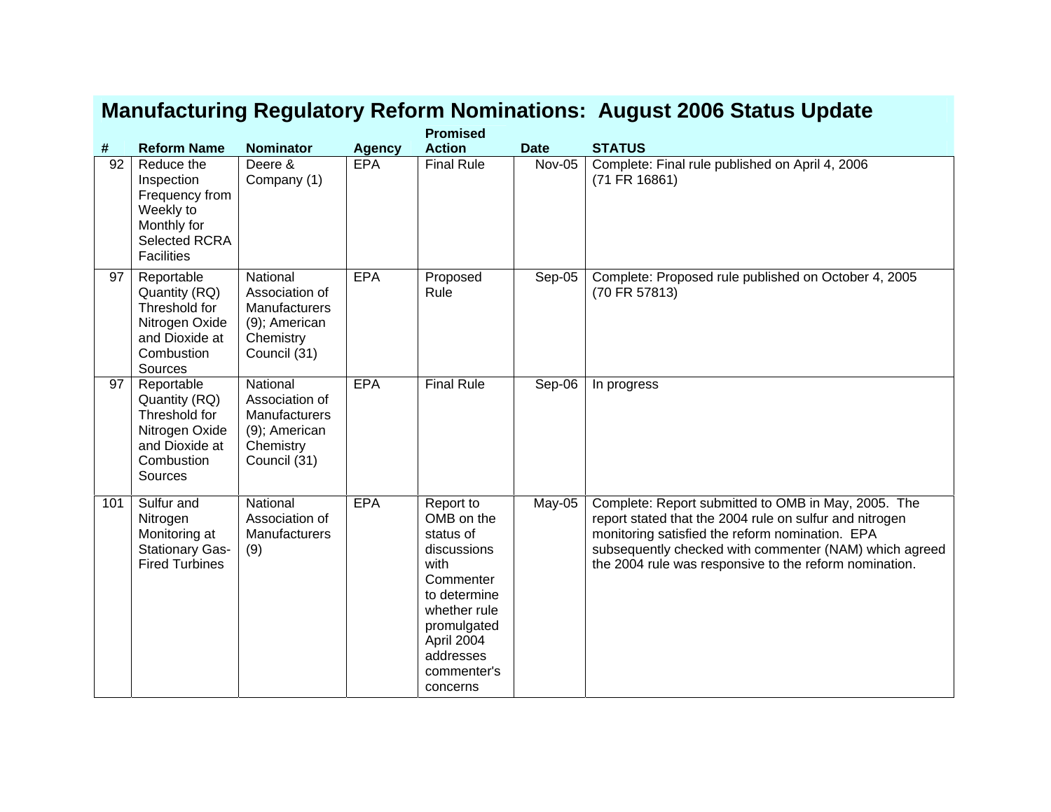# Manufacturing Regulatory Reform Nominations: August 2006 Status Update

| # | Reform Name | Nominator | Agency | Promised Action | Date | STATUS |
|---|---|---|---|---|---|---|
| 92 | Reduce the Inspection Frequency from Weekly to Monthly for Selected RCRA Facilities | Deere & Company (1) | EPA | Final Rule | Nov-05 | Complete: Final rule published on April 4, 2006 (71 FR 16861) |
| 97 | Reportable Quantity (RQ) Threshold for Nitrogen Oxide and Dioxide at Combustion Sources | National Association of Manufacturers (9); American Chemistry Council (31) | EPA | Proposed Rule | Sep-05 | Complete: Proposed rule published on October 4, 2005 (70 FR 57813) |
| 97 | Reportable Quantity (RQ) Threshold for Nitrogen Oxide and Dioxide at Combustion Sources | National Association of Manufacturers (9); American Chemistry Council (31) | EPA | Final Rule | Sep-06 | In progress |
| 101 | Sulfur and Nitrogen Monitoring at Stationary Gas-Fired Turbines | National Association of Manufacturers (9) | EPA | Report to OMB on the status of discussions with Commenter to determine whether rule promulgated April 2004 addresses commenter's concerns | May-05 | Complete: Report submitted to OMB in May, 2005. The report stated that the 2004 rule on sulfur and nitrogen monitoring satisfied the reform nomination. EPA subsequently checked with commenter (NAM) which agreed the 2004 rule was responsive to the reform nomination. |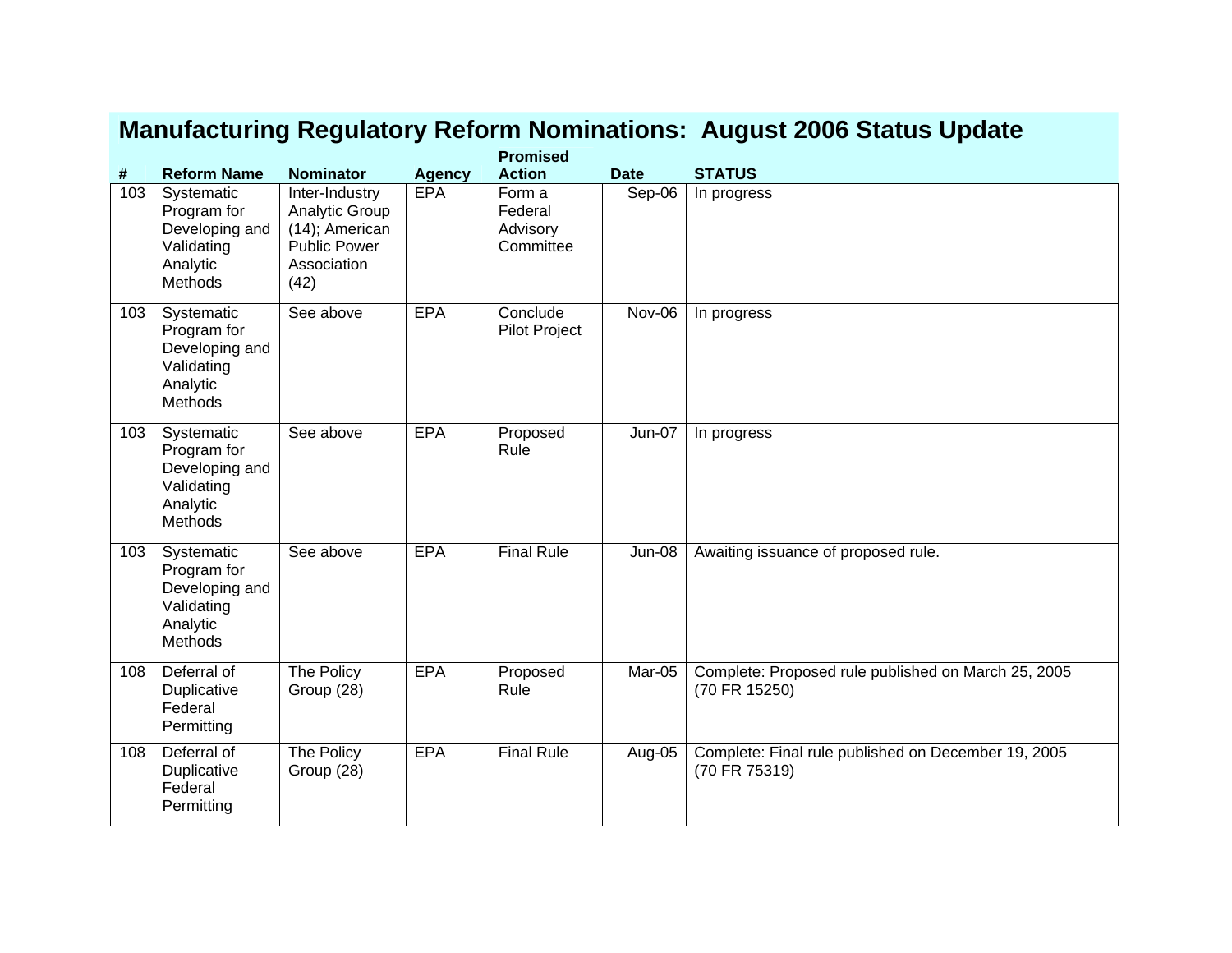# Manufacturing Regulatory Reform Nominations: August 2006 Status Update

| # | Reform Name | Nominator | Agency | Promised Action | Date | STATUS |
|---|---|---|---|---|---|---|
| 103 | Systematic Program for Developing and Validating Analytic Methods | Inter-Industry Analytic Group (14); American Public Power Association (42) | EPA | Form a Federal Advisory Committee | Sep-06 | In progress |
| 103 | Systematic Program for Developing and Validating Analytic Methods | See above | EPA | Conclude Pilot Project | Nov-06 | In progress |
| 103 | Systematic Program for Developing and Validating Analytic Methods | See above | EPA | Proposed Rule | Jun-07 | In progress |
| 103 | Systematic Program for Developing and Validating Analytic Methods | See above | EPA | Final Rule | Jun-08 | Awaiting issuance of proposed rule. |
| 108 | Deferral of Duplicative Federal Permitting | The Policy Group (28) | EPA | Proposed Rule | Mar-05 | Complete: Proposed rule published on March 25, 2005 (70 FR 15250) |
| 108 | Deferral of Duplicative Federal Permitting | The Policy Group (28) | EPA | Final Rule | Aug-05 | Complete: Final rule published on December 19, 2005 (70 FR 75319) |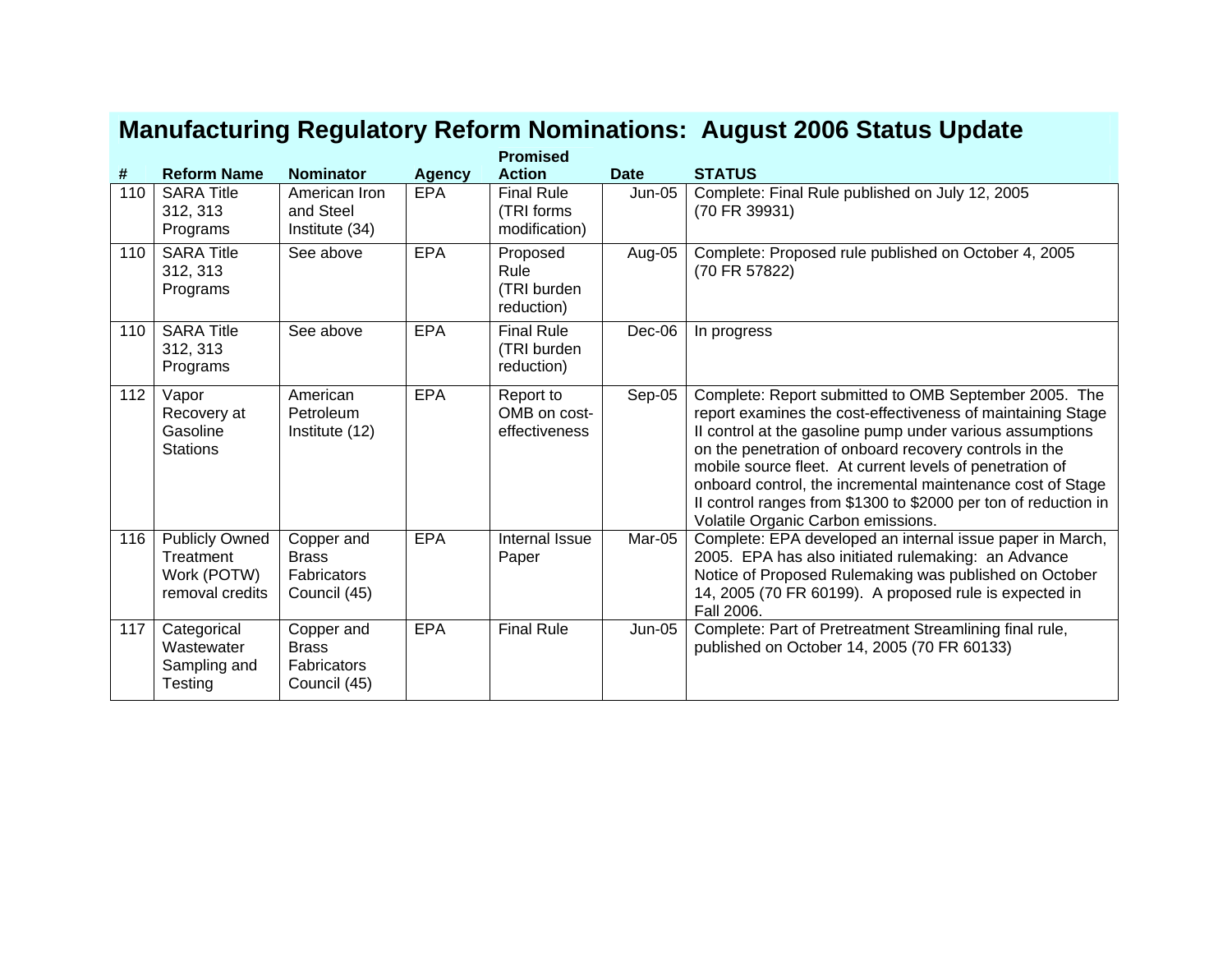## Manufacturing Regulatory Reform Nominations:  August 2006 Status Update

| # | Reform Name | Nominator | Agency | Promised Action | Date | STATUS |
|---|---|---|---|---|---|---|
| 110 | SARA Title 312, 313 Programs | American Iron and Steel Institute (34) | EPA | Final Rule (TRI forms modification) | Jun-05 | Complete: Final Rule published on July 12, 2005 (70 FR 39931) |
| 110 | SARA Title 312, 313 Programs | See above | EPA | Proposed Rule (TRI burden reduction) | Aug-05 | Complete: Proposed rule published on October 4, 2005 (70 FR 57822) |
| 110 | SARA Title 312, 313 Programs | See above | EPA | Final Rule (TRI burden reduction) | Dec-06 | In progress |
| 112 | Vapor Recovery at Gasoline Stations | American Petroleum Institute (12) | EPA | Report to OMB on cost-effectiveness | Sep-05 | Complete: Report submitted to OMB September 2005. The report examines the cost-effectiveness of maintaining Stage II control at the gasoline pump under various assumptions on the penetration of onboard recovery controls in the mobile source fleet. At current levels of penetration of onboard control, the incremental maintenance cost of Stage II control ranges from $1300 to $2000 per ton of reduction in Volatile Organic Carbon emissions. |
| 116 | Publicly Owned Treatment Work (POTW) removal credits | Copper and Brass Fabricators Council (45) | EPA | Internal Issue Paper | Mar-05 | Complete: EPA developed an internal issue paper in March, 2005. EPA has also initiated rulemaking: an Advance Notice of Proposed Rulemaking was published on October 14, 2005 (70 FR 60199). A proposed rule is expected in Fall 2006. |
| 117 | Categorical Wastewater Sampling and Testing | Copper and Brass Fabricators Council (45) | EPA | Final Rule | Jun-05 | Complete: Part of Pretreatment Streamlining final rule, published on October 14, 2005 (70 FR 60133) |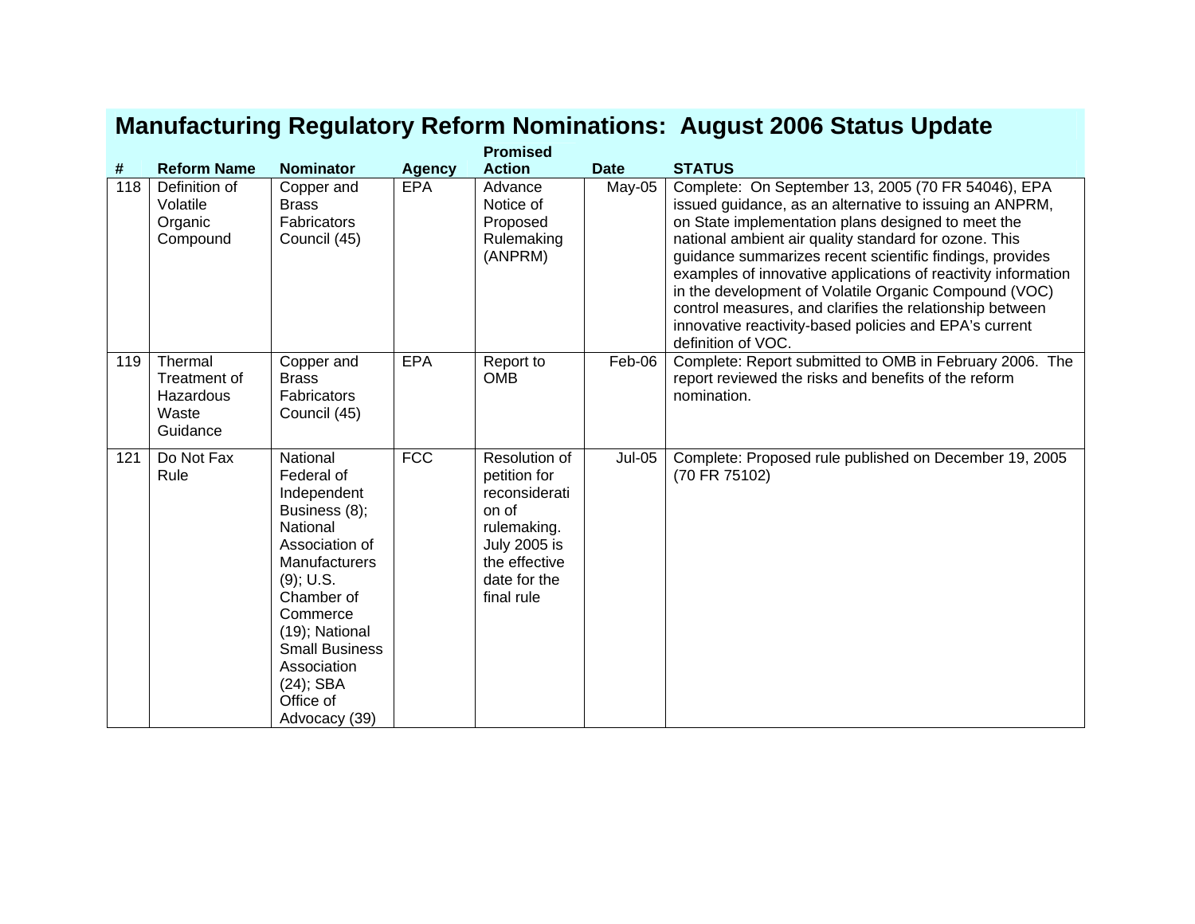# Manufacturing Regulatory Reform Nominations: August 2006 Status Update

| # | Reform Name | Nominator | Agency | Promised Action | Date | STATUS |
|---|---|---|---|---|---|---|
| 118 | Definition of Volatile Organic Compound | Copper and Brass Fabricators Council (45) | EPA | Advance Notice of Proposed Rulemaking (ANPRM) | May-05 | Complete: On September 13, 2005 (70 FR 54046), EPA issued guidance, as an alternative to issuing an ANPRM, on State implementation plans designed to meet the national ambient air quality standard for ozone. This guidance summarizes recent scientific findings, provides examples of innovative applications of reactivity information in the development of Volatile Organic Compound (VOC) control measures, and clarifies the relationship between innovative reactivity-based policies and EPA's current definition of VOC. |
| 119 | Thermal Treatment of Hazardous Waste Guidance | Copper and Brass Fabricators Council (45) | EPA | Report to OMB | Feb-06 | Complete: Report submitted to OMB in February 2006. The report reviewed the risks and benefits of the reform nomination. |
| 121 | Do Not Fax Rule | National Federal of Independent Business (8); National Association of Manufacturers (9); U.S. Chamber of Commerce (19); National Small Business Association (24); SBA Office of Advocacy (39) | FCC | Resolution of petition for reconsideration of rulemaking. July 2005 is the effective date for the final rule | Jul-05 | Complete: Proposed rule published on December 19, 2005 (70 FR 75102) |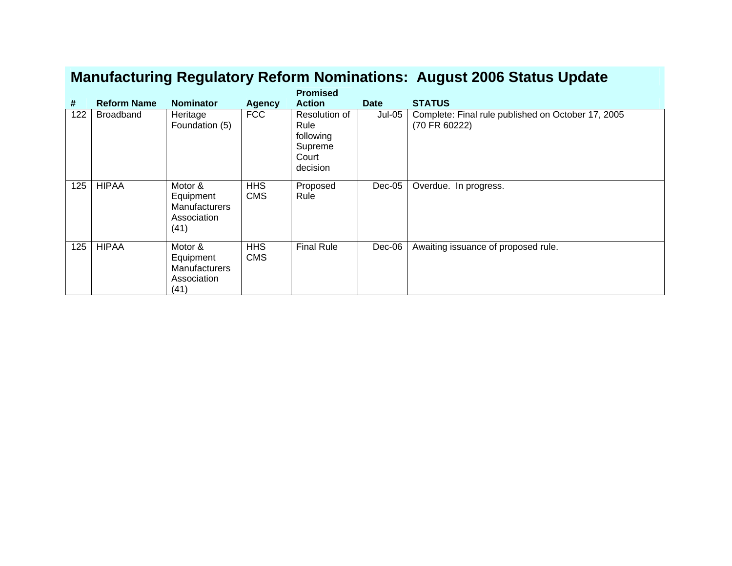# Manufacturing Regulatory Reform Nominations: August 2006 Status Update

| # | Reform Name | Nominator | Agency | Promised Action | Date | STATUS |
|---|---|---|---|---|---|---|
| 122 | Broadband | Heritage Foundation (5) | FCC | Resolution of Rule following Supreme Court decision | Jul-05 | Complete: Final rule published on October 17, 2005 (70 FR 60222) |
| 125 | HIPAA | Motor & Equipment Manufacturers Association (41) | HHS CMS | Proposed Rule | Dec-05 | Overdue. In progress. |
| 125 | HIPAA | Motor & Equipment Manufacturers Association (41) | HHS CMS | Final Rule | Dec-06 | Awaiting issuance of proposed rule. |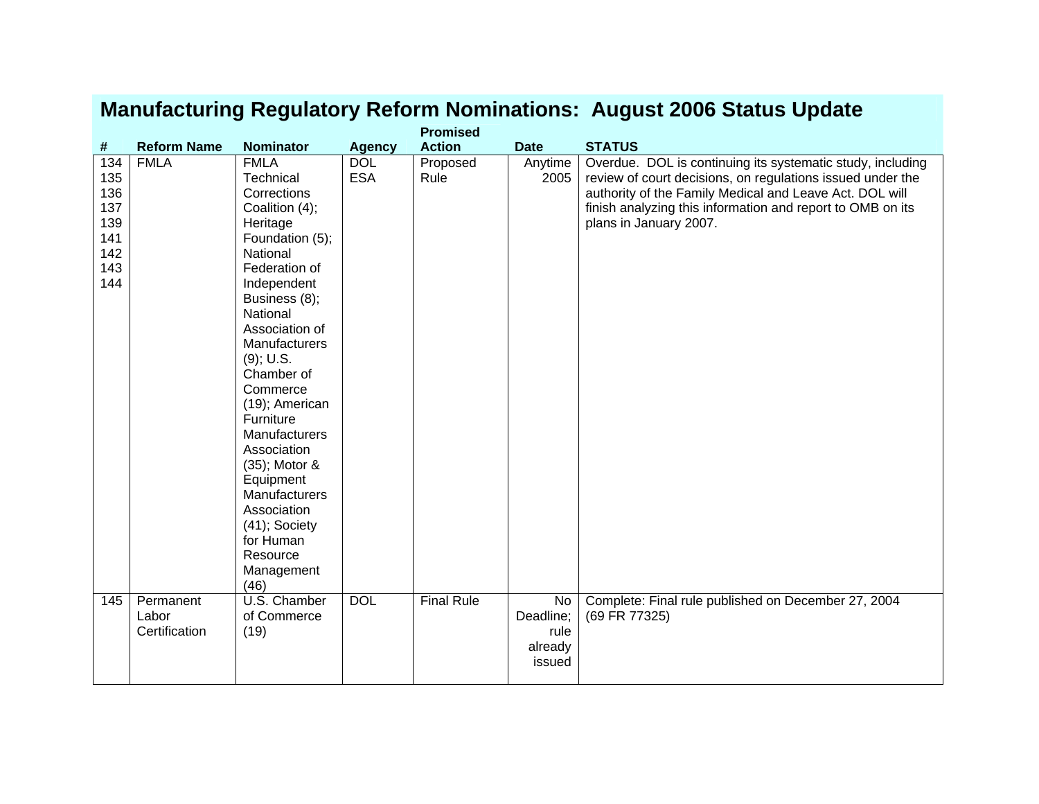# Manufacturing Regulatory Reform Nominations: August 2006 Status Update

| # | Reform Name | Nominator | Agency | Promised Action | Date | STATUS |
|---|---|---|---|---|---|---|
| 134 135 136 137 139 141 142 143 144 | FMLA | FMLA Technical Corrections Coalition (4); Heritage Foundation (5); National Federation of Independent Business (8); National Association of Manufacturers (9); U.S. Chamber of Commerce (19); American Furniture Manufacturers Association (35); Motor & Equipment Manufacturers Association (41); Society for Human Resource Management (46) | DOL ESA | Proposed Rule | Anytime 2005 | Overdue. DOL is continuing its systematic study, including review of court decisions, on regulations issued under the authority of the Family Medical and Leave Act. DOL will finish analyzing this information and report to OMB on its plans in January 2007. |
| 145 | Permanent Labor Certification | U.S. Chamber of Commerce (19) | DOL | Final Rule | No Deadline; rule already issued | Complete: Final rule published on December 27, 2004 (69 FR 77325) |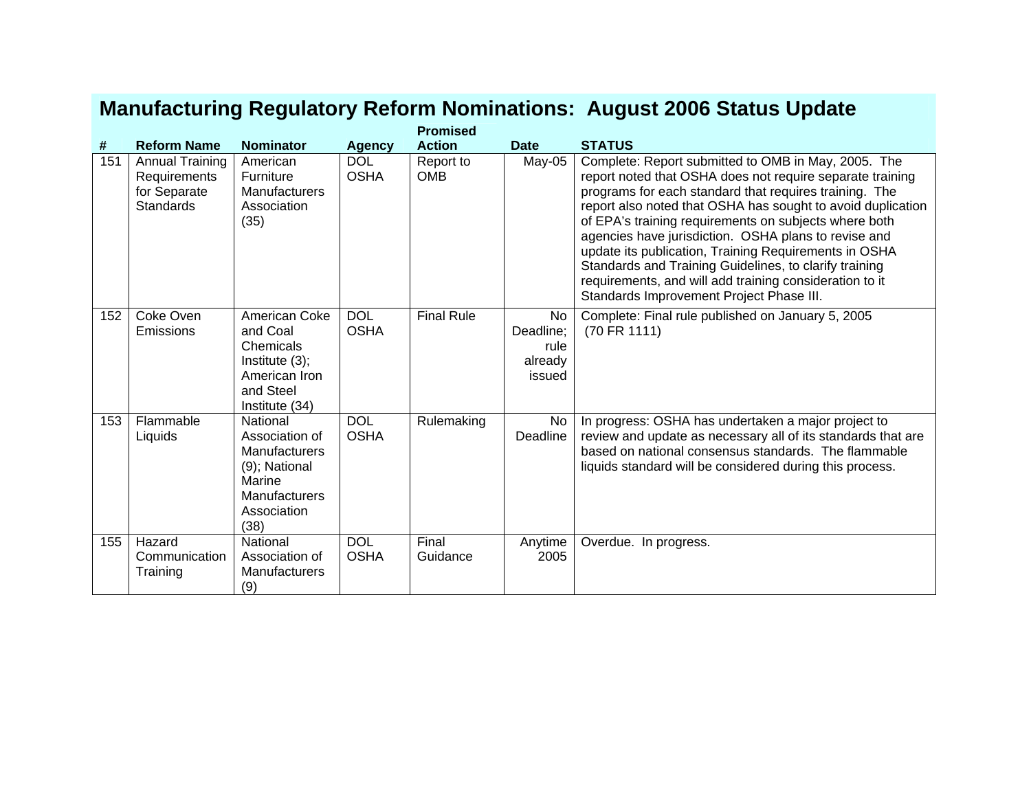# Manufacturing Regulatory Reform Nominations: August 2006 Status Update

| # | Reform Name | Nominator | Agency | Promised Action | Date | STATUS |
|---|---|---|---|---|---|---|
| 151 | Annual Training Requirements for Separate Standards | American Furniture Manufacturers Association (35) | DOL OSHA | Report to OMB | May-05 | Complete: Report submitted to OMB in May, 2005. The report noted that OSHA does not require separate training programs for each standard that requires training. The report also noted that OSHA has sought to avoid duplication of EPA's training requirements on subjects where both agencies have jurisdiction. OSHA plans to revise and update its publication, Training Requirements in OSHA Standards and Training Guidelines, to clarify training requirements, and will add training consideration to it Standards Improvement Project Phase III. |
| 152 | Coke Oven Emissions | American Coke and Coal Chemicals Institute (3); American Iron and Steel Institute (34) | DOL OSHA | Final Rule | No Deadline; rule already issued | Complete: Final rule published on January 5, 2005 (70 FR 1111) |
| 153 | Flammable Liquids | National Association of Manufacturers (9); National Marine Manufacturers Association (38) | DOL OSHA | Rulemaking | No Deadline | In progress: OSHA has undertaken a major project to review and update as necessary all of its standards that are based on national consensus standards. The flammable liquids standard will be considered during this process. |
| 155 | Hazard Communication Training | National Association of Manufacturers (9) | DOL OSHA | Final Guidance | Anytime 2005 | Overdue. In progress. |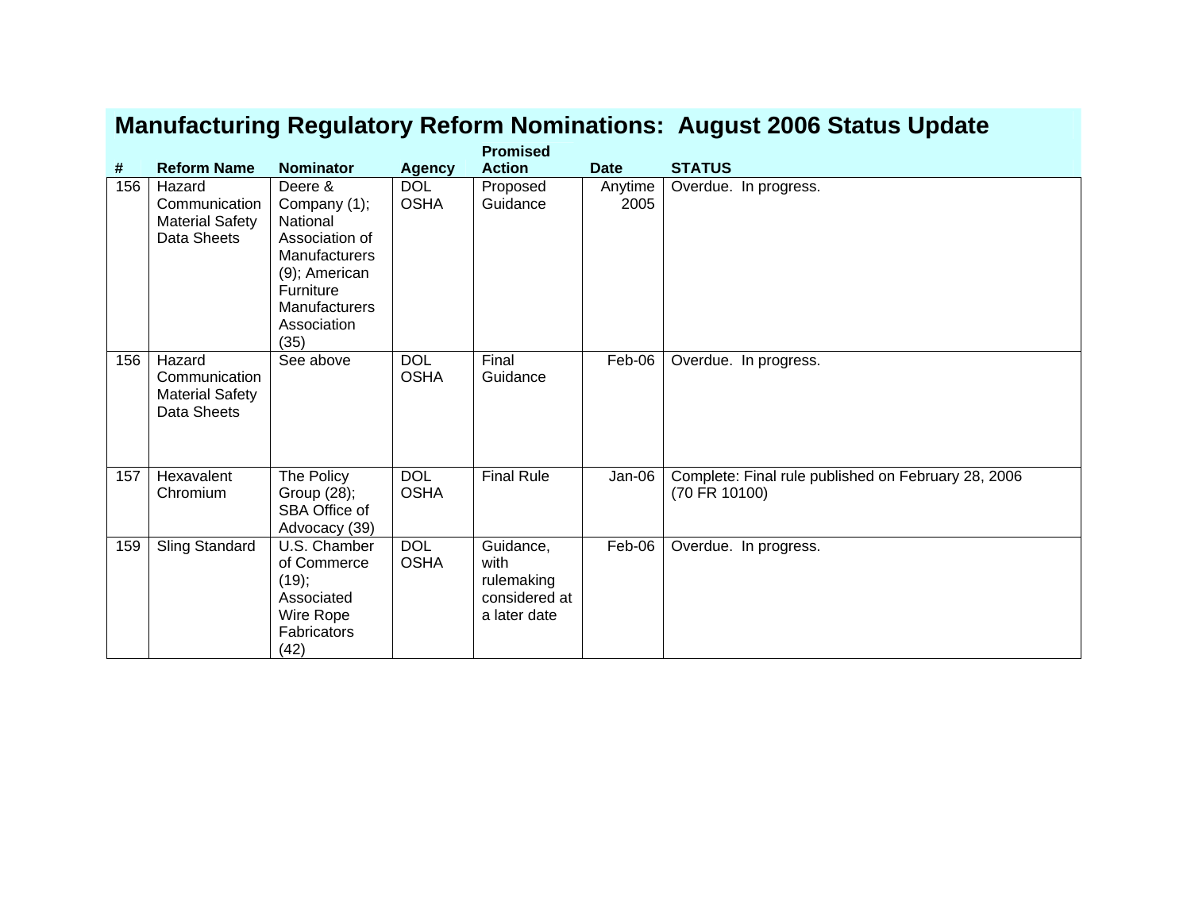## Manufacturing Regulatory Reform Nominations: August 2006 Status Update

| # | Reform Name | Nominator | Agency | Promised Action | Date | STATUS |
|---|---|---|---|---|---|---|
| 156 | Hazard Communication Material Safety Data Sheets | Deere & Company (1); National Association of Manufacturers (9); American Furniture Manufacturers Association (35) | DOL OSHA | Proposed Guidance | Anytime 2005 | Overdue. In progress. |
| 156 | Hazard Communication Material Safety Data Sheets | See above | DOL OSHA | Final Guidance | Feb-06 | Overdue. In progress. |
| 157 | Hexavalent Chromium | The Policy Group (28); SBA Office of Advocacy (39) | DOL OSHA | Final Rule | Jan-06 | Complete: Final rule published on February 28, 2006 (70 FR 10100) |
| 159 | Sling Standard | U.S. Chamber of Commerce (19); Associated Wire Rope Fabricators (42) | DOL OSHA | Guidance, with rulemaking considered at a later date | Feb-06 | Overdue. In progress. |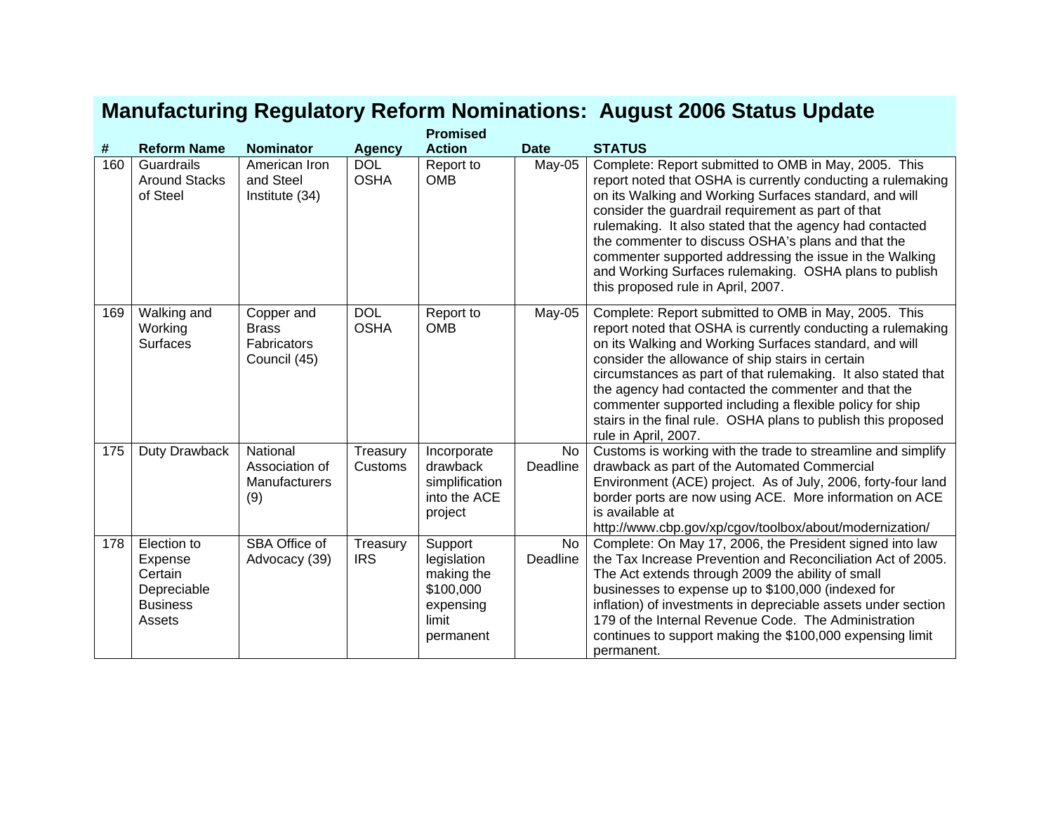## Manufacturing Regulatory Reform Nominations: August 2006 Status Update

| # | Reform Name | Nominator | Agency | Promised Action | Date | STATUS |
|---|---|---|---|---|---|---|
| 160 | Guardrails Around Stacks of Steel | American Iron and Steel Institute (34) | DOL OSHA | Report to OMB | May-05 | Complete: Report submitted to OMB in May, 2005. This report noted that OSHA is currently conducting a rulemaking on its Walking and Working Surfaces standard, and will consider the guardrail requirement as part of that rulemaking. It also stated that the agency had contacted the commenter to discuss OSHA's plans and that the commenter supported addressing the issue in the Walking and Working Surfaces rulemaking. OSHA plans to publish this proposed rule in April, 2007. |
| 169 | Walking and Working Surfaces | Copper and Brass Fabricators Council (45) | DOL OSHA | Report to OMB | May-05 | Complete: Report submitted to OMB in May, 2005. This report noted that OSHA is currently conducting a rulemaking on its Walking and Working Surfaces standard, and will consider the allowance of ship stairs in certain circumstances as part of that rulemaking. It also stated that the agency had contacted the commenter and that the commenter supported including a flexible policy for ship stairs in the final rule. OSHA plans to publish this proposed rule in April, 2007. |
| 175 | Duty Drawback | National Association of Manufacturers (9) | Treasury Customs | Incorporate drawback simplification into the ACE project | No Deadline | Customs is working with the trade to streamline and simplify drawback as part of the Automated Commercial Environment (ACE) project. As of July, 2006, forty-four land border ports are now using ACE. More information on ACE is available at http://www.cbp.gov/xp/cgov/toolbox/about/modernization/ |
| 178 | Election to Expense Certain Depreciable Business Assets | SBA Office of Advocacy (39) | Treasury IRS | Support legislation making the $100,000 expensing limit permanent | No Deadline | Complete: On May 17, 2006, the President signed into law the Tax Increase Prevention and Reconciliation Act of 2005. The Act extends through 2009 the ability of small businesses to expense up to $100,000 (indexed for inflation) of investments in depreciable assets under section 179 of the Internal Revenue Code. The Administration continues to support making the $100,000 expensing limit permanent. |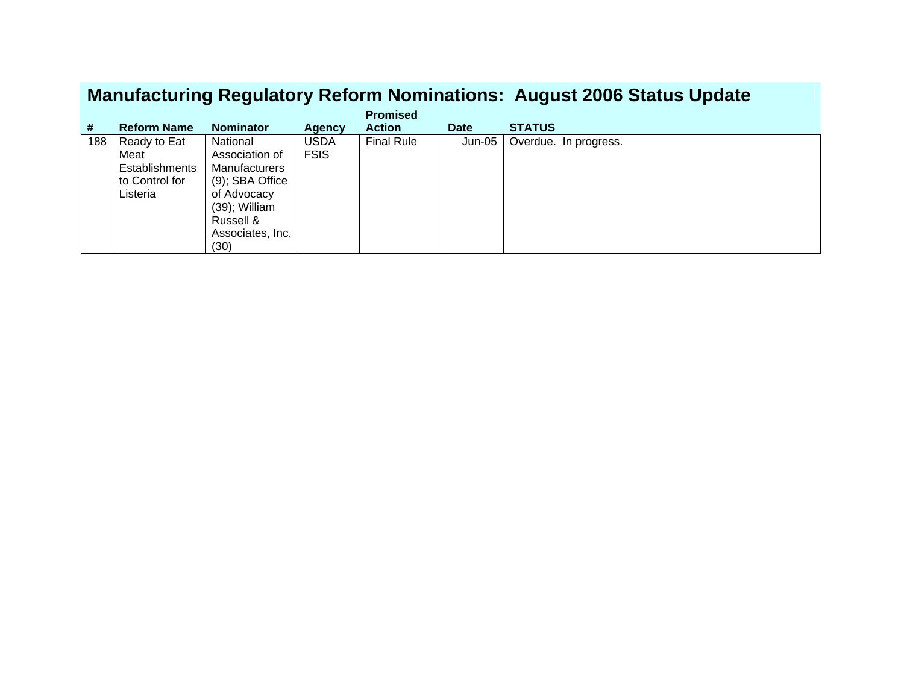# Manufacturing Regulatory Reform Nominations: August 2006 Status Update

| # | Reform Name | Nominator | Agency | Promised Action | Date | STATUS |
|---|---|---|---|---|---|---|
| 188 | Ready to Eat Meat Establishments to Control for Listeria | National Association of Manufacturers (9); SBA Office of Advocacy (39); William Russell & Associates, Inc. (30) | USDA FSIS | Final Rule | Jun-05 | Overdue. In progress. |